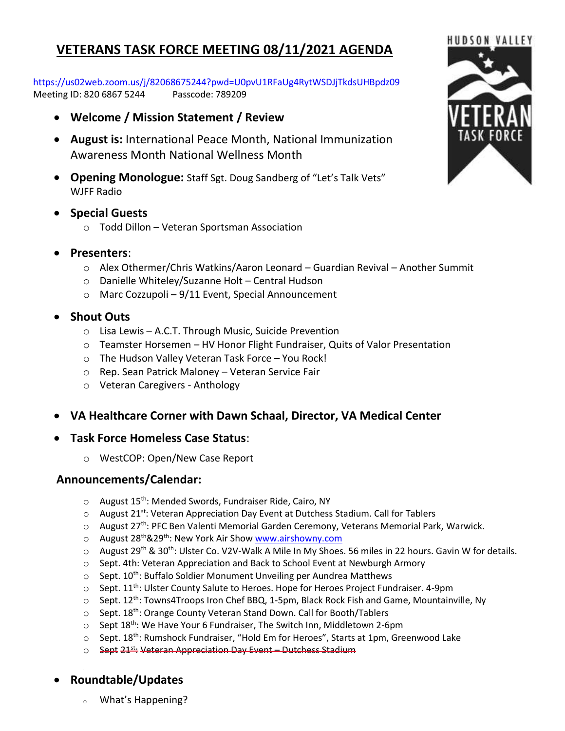# VETERANS TASK FORCE MEETING 08/11/2021 AGENDA

https://us02web.zoom.us/j/82068675244?pwd=U0pvU1RFaUg4RytWSDJjTkdsUHBpdz09
Meeting ID: 820 6867 5244 Passcode: 789209

- **Welcome / Mission Statement / Review**
- **August is:** International Peace Month, National Immunization Awareness Month National Wellness Month
- **Opening Monologue:** Staff Sgt. Doug Sandberg of "Let's Talk Vets" WJFF Radio
- **Special Guests**
  - Todd Dillon – Veteran Sportsman Association
- **Presenters**:
  - Alex Othermer/Chris Watkins/Aaron Leonard – Guardian Revival – Another Summit
  - Danielle Whiteley/Suzanne Holt – Central Hudson
  - Marc Cozzupoli – 9/11 Event, Special Announcement
- **Shout Outs**
  - Lisa Lewis – A.C.T. Through Music, Suicide Prevention
  - Teamster Horsemen – HV Honor Flight Fundraiser, Quits of Valor Presentation
  - The Hudson Valley Veteran Task Force – You Rock!
  - Rep. Sean Patrick Maloney – Veteran Service Fair
  - Veteran Caregivers - Anthology
- **VA Healthcare Corner with Dawn Schaal, Director, VA Medical Center**
- **Task Force Homeless Case Status**:
  - WestCOP: Open/New Case Report

## Announcements/Calendar:

- August 15th: Mended Swords, Fundraiser Ride, Cairo, NY
- August 21st: Veteran Appreciation Day Event at Dutchess Stadium. Call for Tablers
- August 27th: PFC Ben Valenti Memorial Garden Ceremony, Veterans Memorial Park, Warwick.
- August 28th&29th: New York Air Show www.airshowny.com
- August 29th & 30th: Ulster Co. V2V-Walk A Mile In My Shoes. 56 miles in 22 hours. Gavin W for details.
- Sept. 4th: Veteran Appreciation and Back to School Event at Newburgh Armory
- Sept. 10th: Buffalo Soldier Monument Unveiling per Aundrea Matthews
- Sept. 11th: Ulster County Salute to Heroes. Hope for Heroes Project Fundraiser. 4-9pm
- Sept. 12th: Towns4Troops Iron Chef BBQ, 1-5pm, Black Rock Fish and Game, Mountainville, Ny
- Sept. 18th: Orange County Veteran Stand Down. Call for Booth/Tablers
- Sept 18th: We Have Your 6 Fundraiser, The Switch Inn, Middletown 2-6pm
- Sept. 18th: Rumshock Fundraiser, "Hold Em for Heroes", Starts at 1pm, Greenwood Lake
- ~~Sept 21st: Veteran Appreciation Day Event – Dutchess Stadium~~

- **Roundtable/Updates**
  - What's Happening?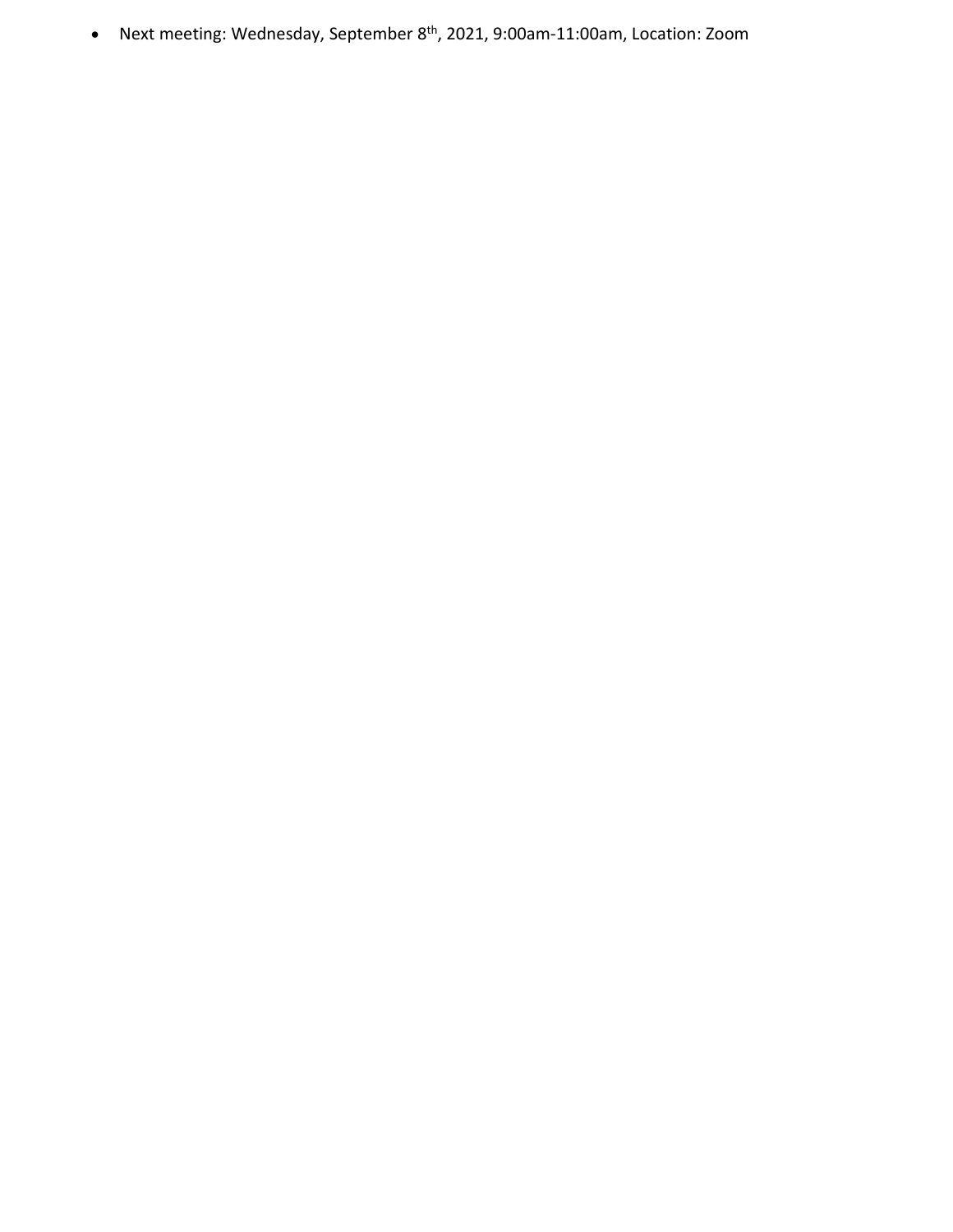- Next meeting: Wednesday, September 8th, 2021, 9:00am-11:00am, Location: Zoom